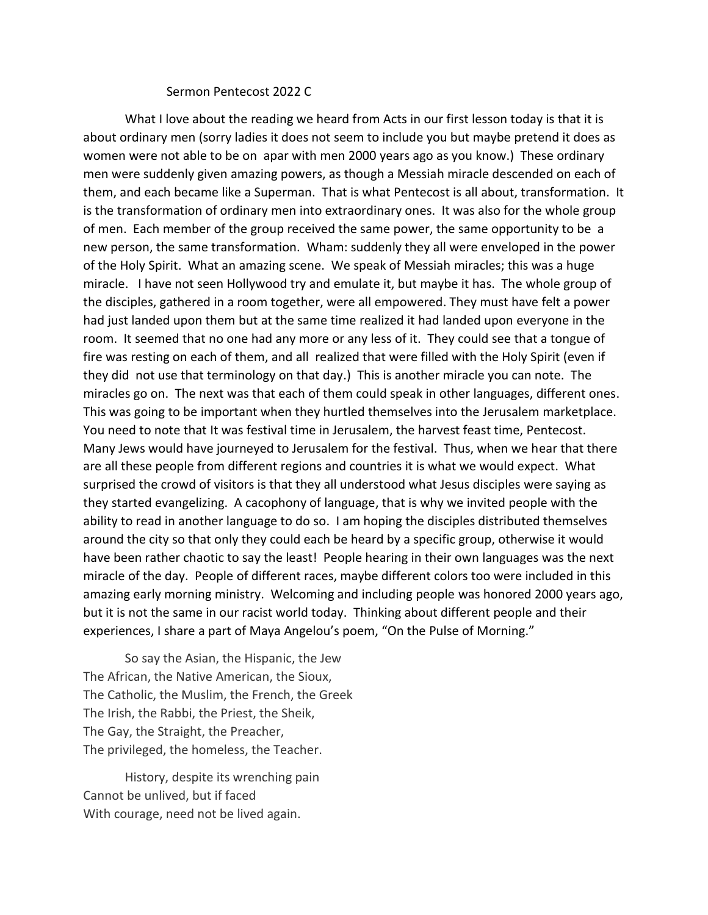Sermon Pentecost 2022 C

What I love about the reading we heard from Acts in our first lesson today is that it is about ordinary men (sorry ladies it does not seem to include you but maybe pretend it does as women were not able to be on apar with men 2000 years ago as you know.) These ordinary men were suddenly given amazing powers, as though a Messiah miracle descended on each of them, and each became like a Superman. That is what Pentecost is all about, transformation. It is the transformation of ordinary men into extraordinary ones. It was also for the whole group of men. Each member of the group received the same power, the same opportunity to be a new person, the same transformation. Wham: suddenly they all were enveloped in the power of the Holy Spirit. What an amazing scene. We speak of Messiah miracles; this was a huge miracle. I have not seen Hollywood try and emulate it, but maybe it has. The whole group of the disciples, gathered in a room together, were all empowered. They must have felt a power had just landed upon them but at the same time realized it had landed upon everyone in the room. It seemed that no one had any more or any less of it. They could see that a tongue of fire was resting on each of them, and all realized that were filled with the Holy Spirit (even if they did not use that terminology on that day.) This is another miracle you can note. The miracles go on. The next was that each of them could speak in other languages, different ones. This was going to be important when they hurtled themselves into the Jerusalem marketplace. You need to note that It was festival time in Jerusalem, the harvest feast time, Pentecost. Many Jews would have journeyed to Jerusalem for the festival. Thus, when we hear that there are all these people from different regions and countries it is what we would expect. What surprised the crowd of visitors is that they all understood what Jesus disciples were saying as they started evangelizing. A cacophony of language, that is why we invited people with the ability to read in another language to do so. I am hoping the disciples distributed themselves around the city so that only they could each be heard by a specific group, otherwise it would have been rather chaotic to say the least! People hearing in their own languages was the next miracle of the day. People of different races, maybe different colors too were included in this amazing early morning ministry. Welcoming and including people was honored 2000 years ago, but it is not the same in our racist world today. Thinking about different people and their experiences, I share a part of Maya Angelou's poem, "On the Pulse of Morning."

So say the Asian, the Hispanic, the Jew
The African, the Native American, the Sioux,
The Catholic, the Muslim, the French, the Greek
The Irish, the Rabbi, the Priest, the Sheik,
The Gay, the Straight, the Preacher,
The privileged, the homeless, the Teacher.

History, despite its wrenching pain
Cannot be unlived, but if faced
With courage, need not be lived again.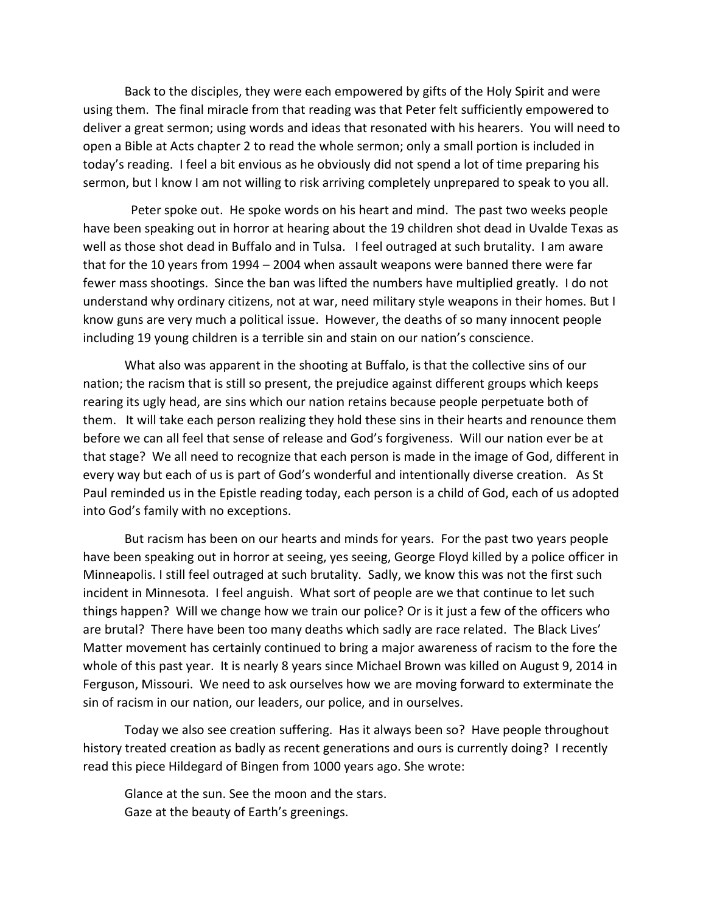Back to the disciples, they were each empowered by gifts of the Holy Spirit and were using them. The final miracle from that reading was that Peter felt sufficiently empowered to deliver a great sermon; using words and ideas that resonated with his hearers. You will need to open a Bible at Acts chapter 2 to read the whole sermon; only a small portion is included in today's reading. I feel a bit envious as he obviously did not spend a lot of time preparing his sermon, but I know I am not willing to risk arriving completely unprepared to speak to you all.

Peter spoke out. He spoke words on his heart and mind. The past two weeks people have been speaking out in horror at hearing about the 19 children shot dead in Uvalde Texas as well as those shot dead in Buffalo and in Tulsa. I feel outraged at such brutality. I am aware that for the 10 years from 1994 – 2004 when assault weapons were banned there were far fewer mass shootings. Since the ban was lifted the numbers have multiplied greatly. I do not understand why ordinary citizens, not at war, need military style weapons in their homes. But I know guns are very much a political issue. However, the deaths of so many innocent people including 19 young children is a terrible sin and stain on our nation's conscience.

What also was apparent in the shooting at Buffalo, is that the collective sins of our nation; the racism that is still so present, the prejudice against different groups which keeps rearing its ugly head, are sins which our nation retains because people perpetuate both of them. It will take each person realizing they hold these sins in their hearts and renounce them before we can all feel that sense of release and God's forgiveness. Will our nation ever be at that stage? We all need to recognize that each person is made in the image of God, different in every way but each of us is part of God's wonderful and intentionally diverse creation. As St Paul reminded us in the Epistle reading today, each person is a child of God, each of us adopted into God's family with no exceptions.

But racism has been on our hearts and minds for years. For the past two years people have been speaking out in horror at seeing, yes seeing, George Floyd killed by a police officer in Minneapolis. I still feel outraged at such brutality. Sadly, we know this was not the first such incident in Minnesota. I feel anguish. What sort of people are we that continue to let such things happen? Will we change how we train our police? Or is it just a few of the officers who are brutal? There have been too many deaths which sadly are race related. The Black Lives' Matter movement has certainly continued to bring a major awareness of racism to the fore the whole of this past year. It is nearly 8 years since Michael Brown was killed on August 9, 2014 in Ferguson, Missouri. We need to ask ourselves how we are moving forward to exterminate the sin of racism in our nation, our leaders, our police, and in ourselves.

Today we also see creation suffering. Has it always been so? Have people throughout history treated creation as badly as recent generations and ours is currently doing? I recently read this piece Hildegard of Bingen from 1000 years ago. She wrote:

> Glance at the sun. See the moon and the stars.
> Gaze at the beauty of Earth's greenings.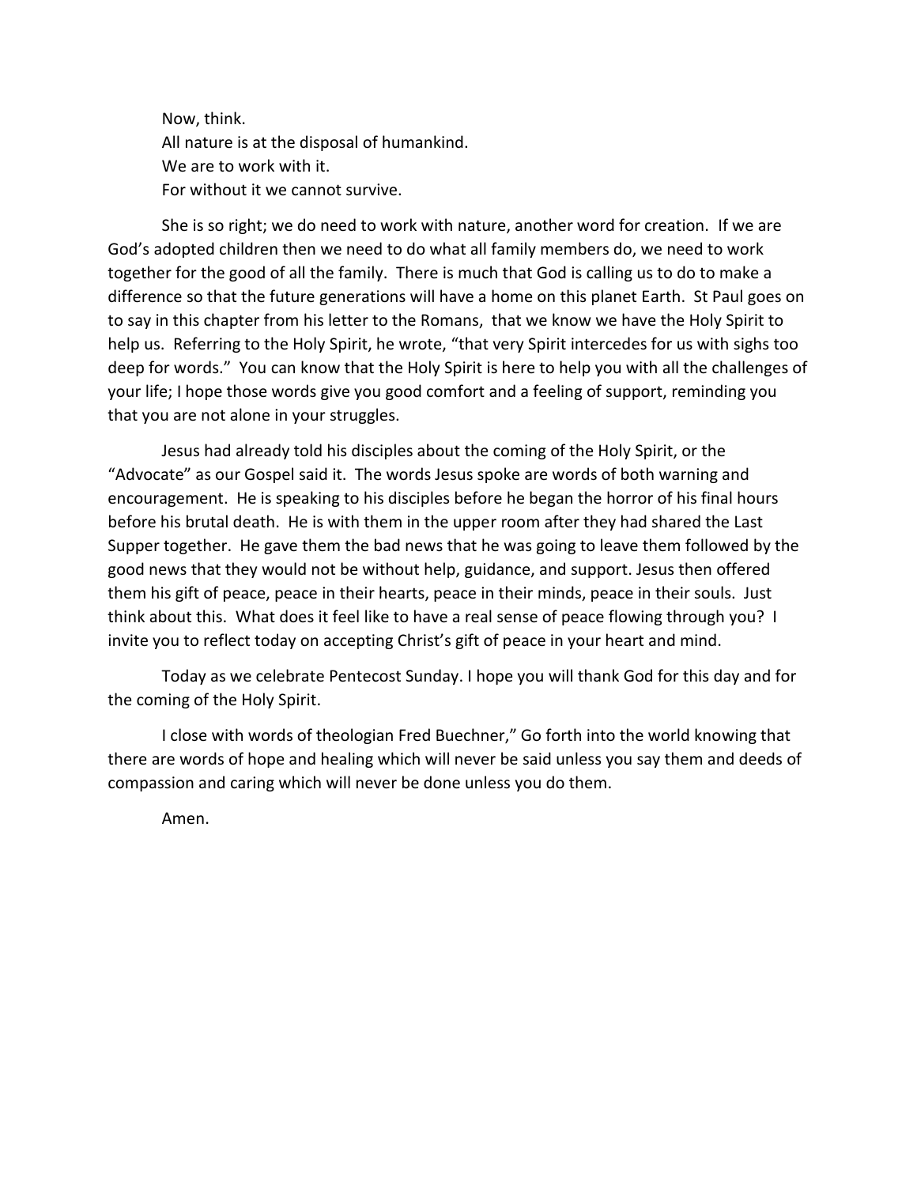Now, think.  
All nature is at the disposal of humankind.  
We are to work with it.  
For without it we cannot survive.

She is so right; we do need to work with nature, another word for creation. If we are God's adopted children then we need to do what all family members do, we need to work together for the good of all the family. There is much that God is calling us to do to make a difference so that the future generations will have a home on this planet Earth. St Paul goes on to say in this chapter from his letter to the Romans, that we know we have the Holy Spirit to help us. Referring to the Holy Spirit, he wrote, "that very Spirit intercedes for us with sighs too deep for words." You can know that the Holy Spirit is here to help you with all the challenges of your life; I hope those words give you good comfort and a feeling of support, reminding you that you are not alone in your struggles.

Jesus had already told his disciples about the coming of the Holy Spirit, or the "Advocate" as our Gospel said it. The words Jesus spoke are words of both warning and encouragement. He is speaking to his disciples before he began the horror of his final hours before his brutal death. He is with them in the upper room after they had shared the Last Supper together. He gave them the bad news that he was going to leave them followed by the good news that they would not be without help, guidance, and support. Jesus then offered them his gift of peace, peace in their hearts, peace in their minds, peace in their souls. Just think about this. What does it feel like to have a real sense of peace flowing through you? I invite you to reflect today on accepting Christ's gift of peace in your heart and mind.

Today as we celebrate Pentecost Sunday. I hope you will thank God for this day and for the coming of the Holy Spirit.

I close with words of theologian Fred Buechner," Go forth into the world knowing that there are words of hope and healing which will never be said unless you say them and deeds of compassion and caring which will never be done unless you do them.

Amen.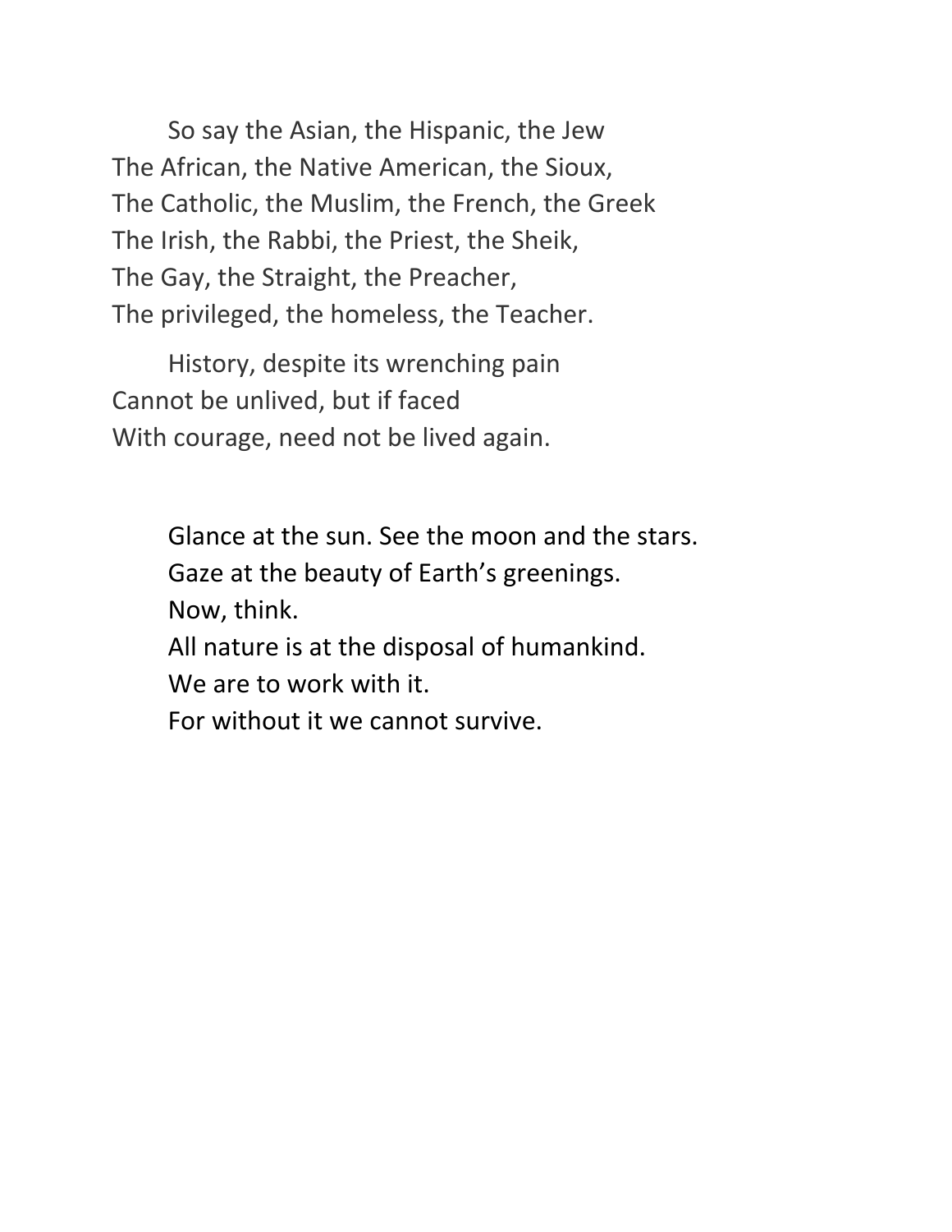So say the Asian, the Hispanic, the Jew
The African, the Native American, the Sioux,
The Catholic, the Muslim, the French, the Greek
The Irish, the Rabbi, the Priest, the Sheik,
The Gay, the Straight, the Preacher,
The privileged, the homeless, the Teacher.

History, despite its wrenching pain
Cannot be unlived, but if faced
With courage, need not be lived again.

Glance at the sun. See the moon and the stars.
Gaze at the beauty of Earth's greenings.
Now, think.
All nature is at the disposal of humankind.
We are to work with it.
For without it we cannot survive.